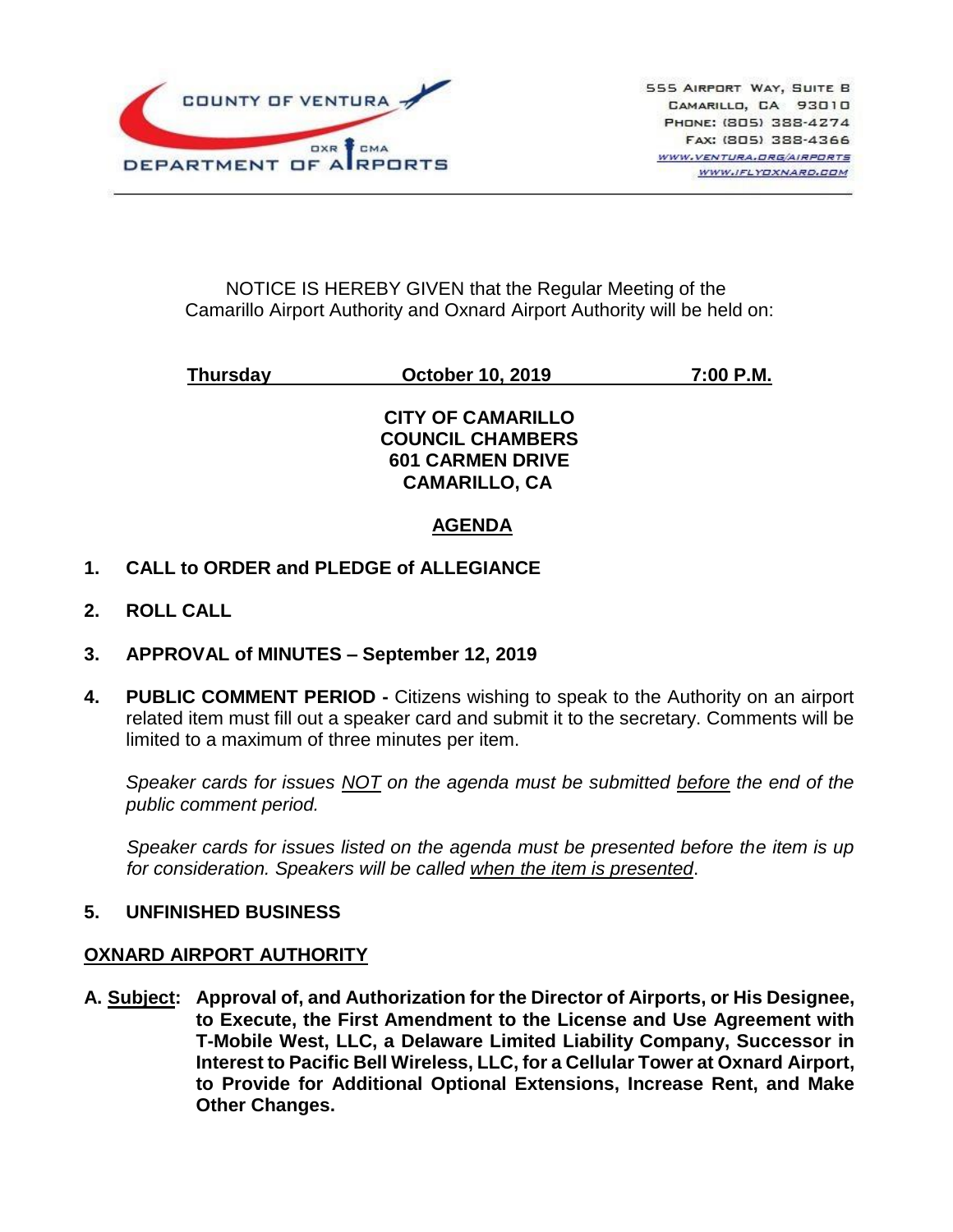COUNTY OF VENTURA
DEPARTMENT OF AIRPORTS
OXR CMA

555 AIRPORT WAY, SUITE B
CAMARILLO, CA 93010
PHONE: (805) 388-4274
FAX: (805) 388-4366
WWW.VENTURA.ORG/AIRPORTS
WWW.IFLYOXNARD.COM

NOTICE IS HEREBY GIVEN that the Regular Meeting of the Camarillo Airport Authority and Oxnard Airport Authority will be held on:

**Thursday October 10, 2019 7:00 P.M.**

**CITY OF CAMARILLO**
**COUNCIL CHAMBERS**
**601 CARMEN DRIVE**
**CAMARILLO, CA**

## AGENDA

1. **CALL to ORDER and PLEDGE of ALLEGIANCE**

2. **ROLL CALL**

3. **APPROVAL of MINUTES – September 12, 2019**

4. **PUBLIC COMMENT PERIOD -** Citizens wishing to speak to the Authority on an airport related item must fill out a speaker card and submit it to the secretary. Comments will be limited to a maximum of three minutes per item.

   *Speaker cards for issues NOT on the agenda must be submitted before the end of the public comment period.*

   *Speaker cards for issues listed on the agenda must be presented before the item is up for consideration. Speakers will be called when the item is presented.*

5. **UNFINISHED BUSINESS**

**OXNARD AIRPORT AUTHORITY**

**A. Subject: Approval of, and Authorization for the Director of Airports, or His Designee, to Execute, the First Amendment to the License and Use Agreement with T-Mobile West, LLC, a Delaware Limited Liability Company, Successor in Interest to Pacific Bell Wireless, LLC, for a Cellular Tower at Oxnard Airport, to Provide for Additional Optional Extensions, Increase Rent, and Make Other Changes.**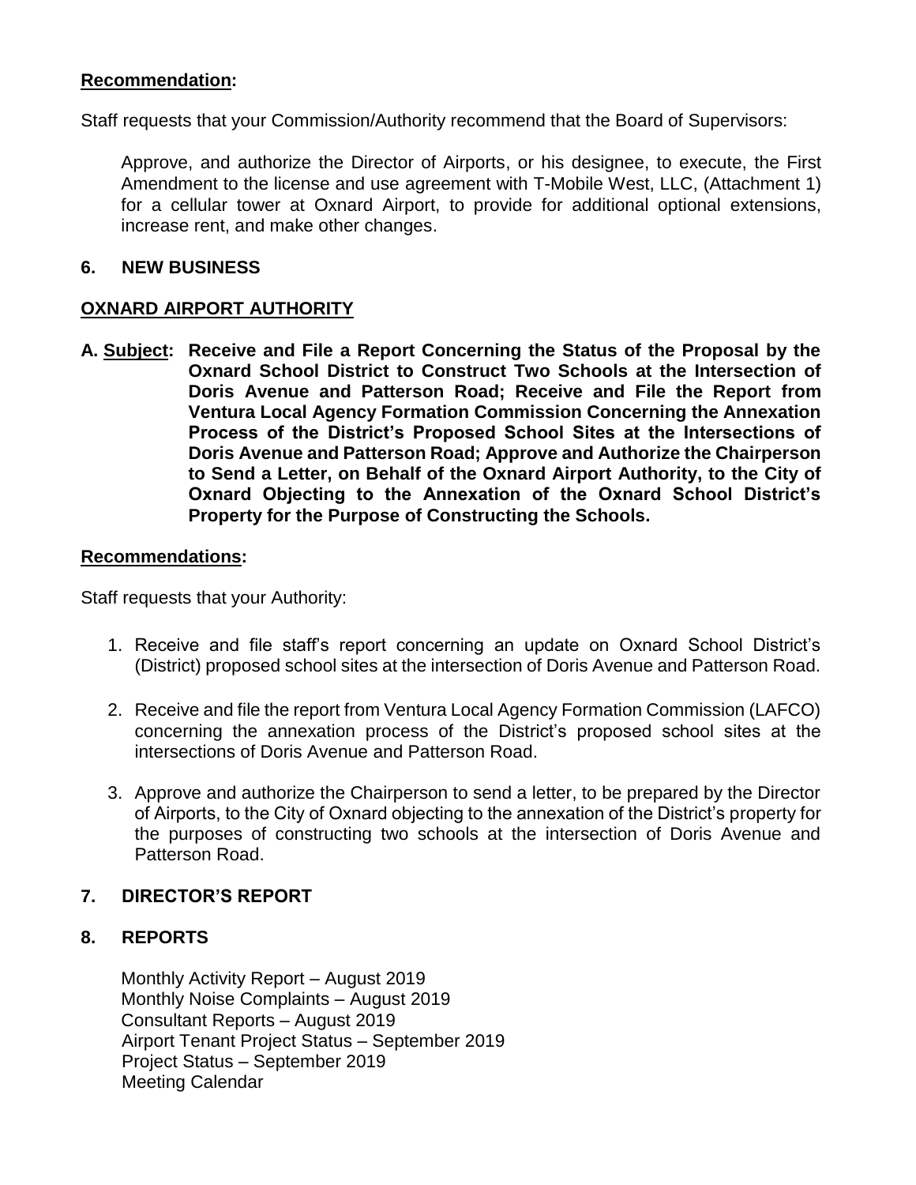**Recommendation:**

Staff requests that your Commission/Authority recommend that the Board of Supervisors:

Approve, and authorize the Director of Airports, or his designee, to execute, the First Amendment to the license and use agreement with T-Mobile West, LLC, (Attachment 1) for a cellular tower at Oxnard Airport, to provide for additional optional extensions, increase rent, and make other changes.

## 6. NEW BUSINESS

**OXNARD AIRPORT AUTHORITY**

**A. Subject: Receive and File a Report Concerning the Status of the Proposal by the Oxnard School District to Construct Two Schools at the Intersection of Doris Avenue and Patterson Road; Receive and File the Report from Ventura Local Agency Formation Commission Concerning the Annexation Process of the District's Proposed School Sites at the Intersections of Doris Avenue and Patterson Road; Approve and Authorize the Chairperson to Send a Letter, on Behalf of the Oxnard Airport Authority, to the City of Oxnard Objecting to the Annexation of the Oxnard School District's Property for the Purpose of Constructing the Schools.**

**Recommendations:**

Staff requests that your Authority:

1. Receive and file staff's report concerning an update on Oxnard School District's (District) proposed school sites at the intersection of Doris Avenue and Patterson Road.

2. Receive and file the report from Ventura Local Agency Formation Commission (LAFCO) concerning the annexation process of the District's proposed school sites at the intersections of Doris Avenue and Patterson Road.

3. Approve and authorize the Chairperson to send a letter, to be prepared by the Director of Airports, to the City of Oxnard objecting to the annexation of the District's property for the purposes of constructing two schools at the intersection of Doris Avenue and Patterson Road.

## 7. DIRECTOR'S REPORT

## 8. REPORTS

Monthly Activity Report – August 2019
Monthly Noise Complaints – August 2019
Consultant Reports – August 2019
Airport Tenant Project Status – September 2019
Project Status – September 2019
Meeting Calendar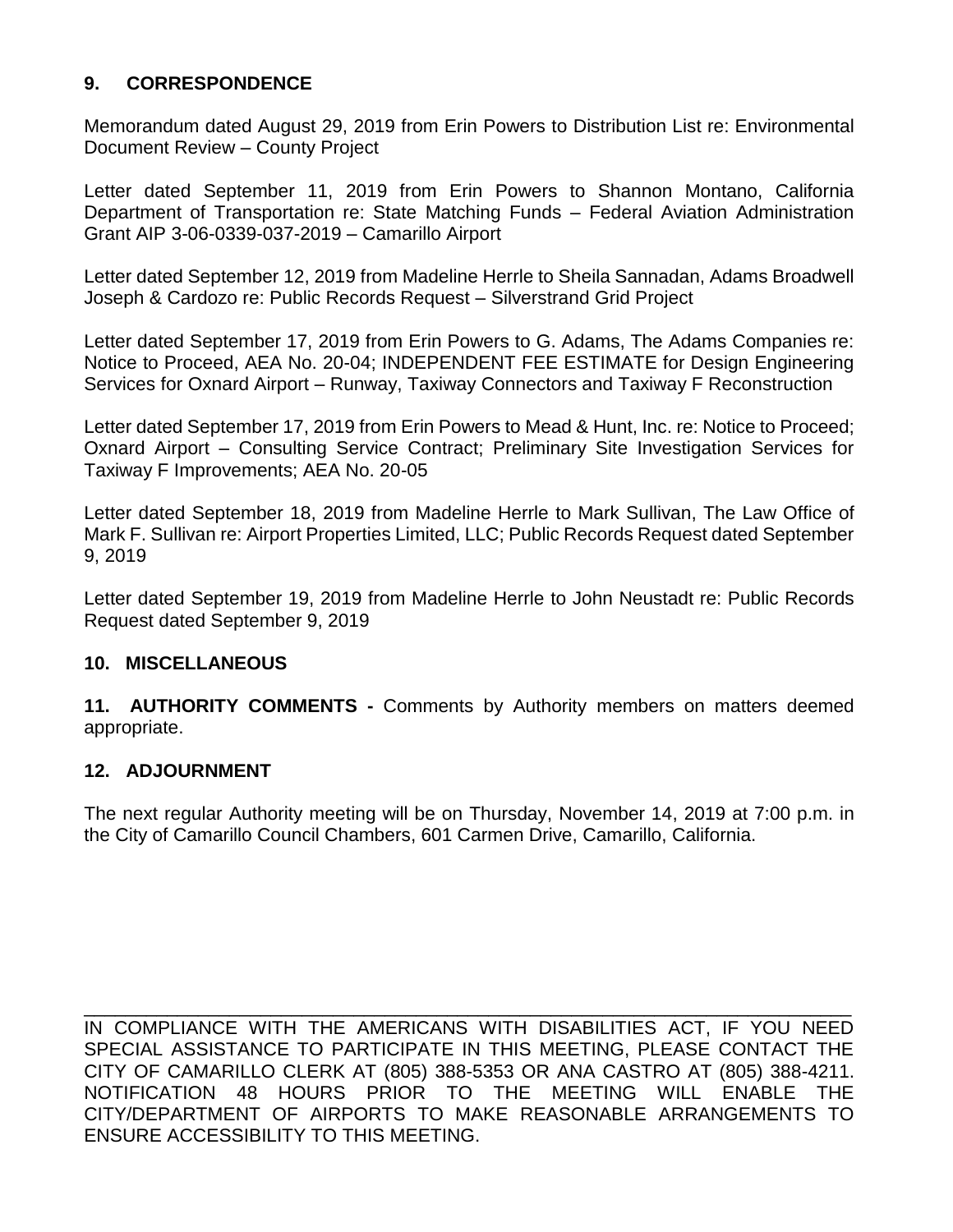## 9. CORRESPONDENCE

Memorandum dated August 29, 2019 from Erin Powers to Distribution List re: Environmental Document Review – County Project

Letter dated September 11, 2019 from Erin Powers to Shannon Montano, California Department of Transportation re: State Matching Funds – Federal Aviation Administration Grant AIP 3-06-0339-037-2019 – Camarillo Airport

Letter dated September 12, 2019 from Madeline Herrle to Sheila Sannadan, Adams Broadwell Joseph & Cardozo re: Public Records Request – Silverstrand Grid Project

Letter dated September 17, 2019 from Erin Powers to G. Adams, The Adams Companies re: Notice to Proceed, AEA No. 20-04; INDEPENDENT FEE ESTIMATE for Design Engineering Services for Oxnard Airport – Runway, Taxiway Connectors and Taxiway F Reconstruction

Letter dated September 17, 2019 from Erin Powers to Mead & Hunt, Inc. re: Notice to Proceed; Oxnard Airport – Consulting Service Contract; Preliminary Site Investigation Services for Taxiway F Improvements; AEA No. 20-05

Letter dated September 18, 2019 from Madeline Herrle to Mark Sullivan, The Law Office of Mark F. Sullivan re: Airport Properties Limited, LLC; Public Records Request dated September 9, 2019

Letter dated September 19, 2019 from Madeline Herrle to John Neustadt re: Public Records Request dated September 9, 2019

## 10. MISCELLANEOUS

**11. AUTHORITY COMMENTS -** Comments by Authority members on matters deemed appropriate.

## 12. ADJOURNMENT

The next regular Authority meeting will be on Thursday, November 14, 2019 at 7:00 p.m. in the City of Camarillo Council Chambers, 601 Carmen Drive, Camarillo, California.

---

IN COMPLIANCE WITH THE AMERICANS WITH DISABILITIES ACT, IF YOU NEED SPECIAL ASSISTANCE TO PARTICIPATE IN THIS MEETING, PLEASE CONTACT THE CITY OF CAMARILLO CLERK AT (805) 388-5353 OR ANA CASTRO AT (805) 388-4211. NOTIFICATION 48 HOURS PRIOR TO THE MEETING WILL ENABLE THE CITY/DEPARTMENT OF AIRPORTS TO MAKE REASONABLE ARRANGEMENTS TO ENSURE ACCESSIBILITY TO THIS MEETING.